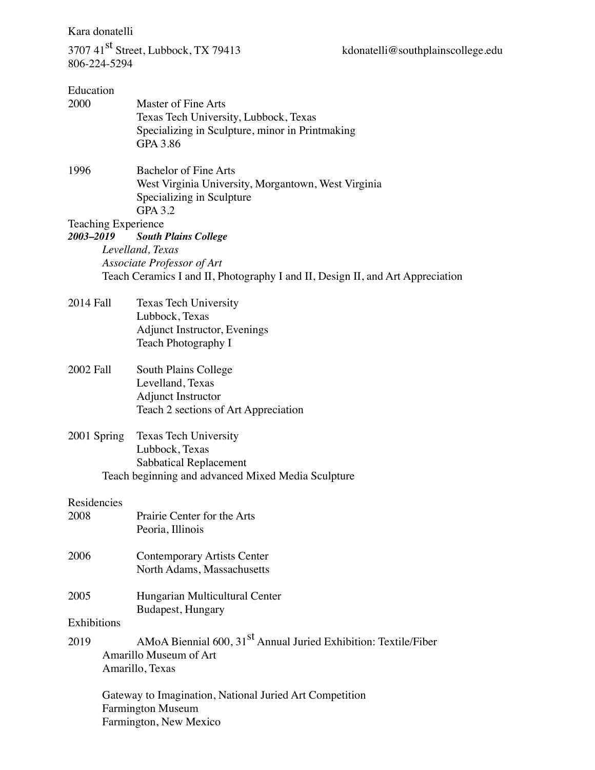Kara donatelli

3707 41st Street, Lubbock, TX 79413 kdonatelli@southplainscollege.edu
806-224-5294

## Education

2000 Master of Fine Arts
Texas Tech University, Lubbock, Texas
Specializing in Sculpture, minor in Printmaking
GPA 3.86

1996 Bachelor of Fine Arts
West Virginia University, Morgantown, West Virginia
Specializing in Sculpture
GPA 3.2

## Teaching Experience

***2003–2019*** ***South Plains College***
*Levelland, Texas*
*Associate Professor of Art*
Teach Ceramics I and II, Photography I and II, Design II, and Art Appreciation

2014 Fall Texas Tech University
Lubbock, Texas
Adjunct Instructor, Evenings
Teach Photography I

2002 Fall South Plains College
Levelland, Texas
Adjunct Instructor
Teach 2 sections of Art Appreciation

2001 Spring Texas Tech University
Lubbock, Texas
Sabbatical Replacement
Teach beginning and advanced Mixed Media Sculpture

## Residencies

2008 Prairie Center for the Arts
Peoria, Illinois

2006 Contemporary Artists Center
North Adams, Massachusetts

2005 Hungarian Multicultural Center
Budapest, Hungary

## Exhibitions

2019 AMoA Biennial 600, 31st Annual Juried Exhibition: Textile/Fiber
Amarillo Museum of Art
Amarillo, Texas

Gateway to Imagination, National Juried Art Competition
Farmington Museum
Farmington, New Mexico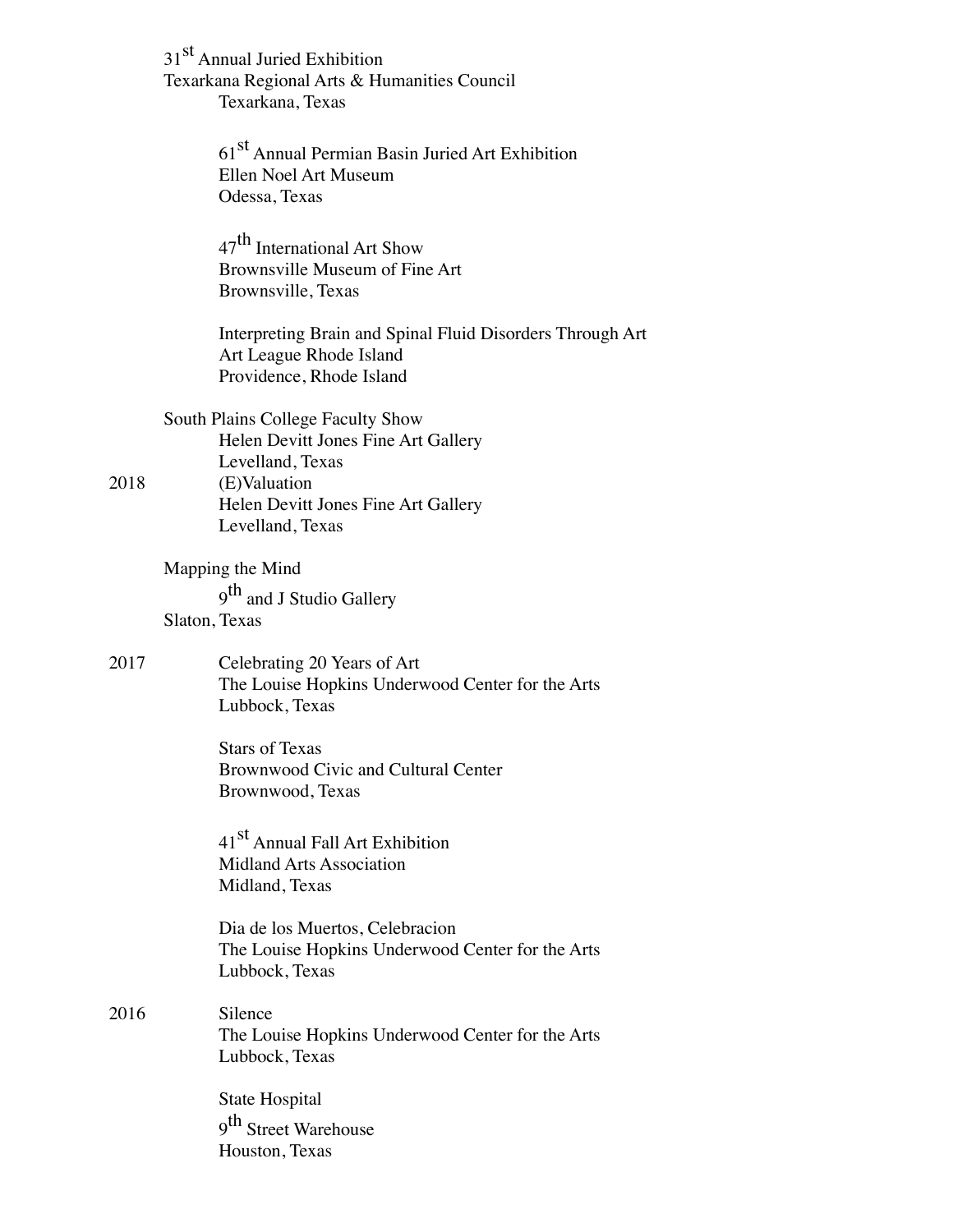31st Annual Juried Exhibition
Texarkana Regional Arts & Humanities Council
Texarkana, Texas

61st Annual Permian Basin Juried Art Exhibition
Ellen Noel Art Museum
Odessa, Texas

47th International Art Show
Brownsville Museum of Fine Art
Brownsville, Texas

Interpreting Brain and Spinal Fluid Disorders Through Art
Art League Rhode Island
Providence, Rhode Island

South Plains College Faculty Show
Helen Devitt Jones Fine Art Gallery
Levelland, Texas

2018

(E)Valuation
Helen Devitt Jones Fine Art Gallery
Levelland, Texas

Mapping the Mind
9th and J Studio Gallery
Slaton, Texas

2017

Celebrating 20 Years of Art
The Louise Hopkins Underwood Center for the Arts
Lubbock, Texas

Stars of Texas
Brownwood Civic and Cultural Center
Brownwood, Texas

41st Annual Fall Art Exhibition
Midland Arts Association
Midland, Texas

Dia de los Muertos, Celebracion
The Louise Hopkins Underwood Center for the Arts
Lubbock, Texas

2016

Silence
The Louise Hopkins Underwood Center for the Arts
Lubbock, Texas

State Hospital
9th Street Warehouse
Houston, Texas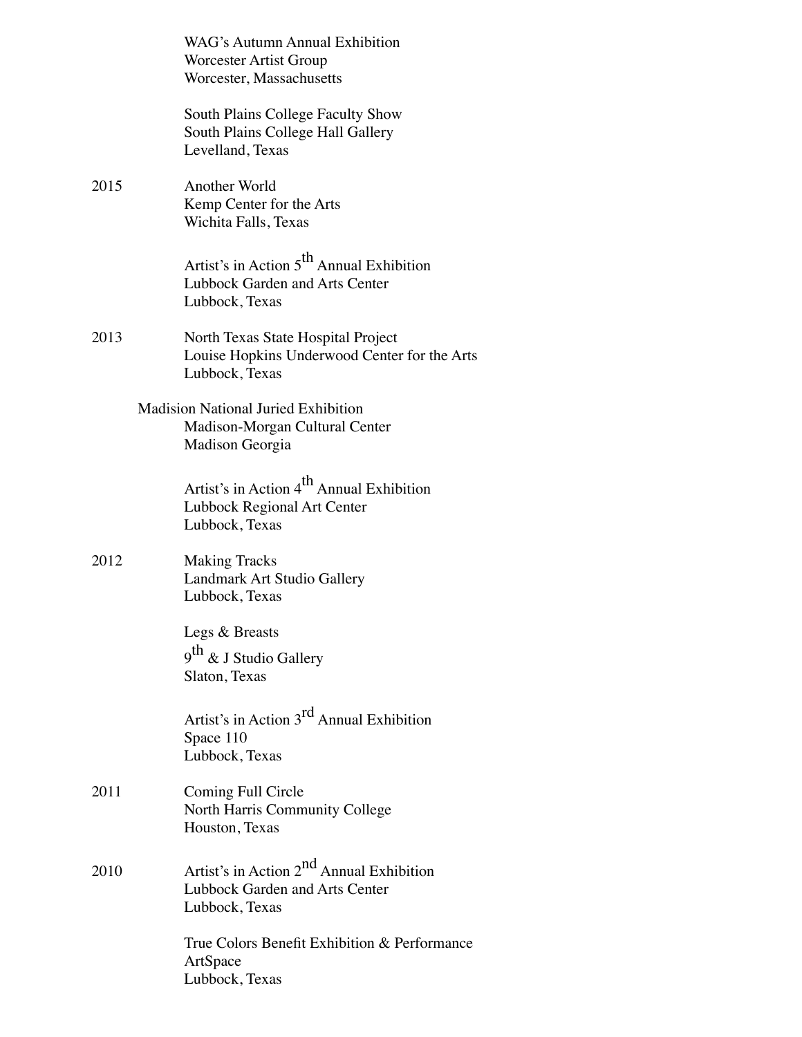WAG's Autumn Annual Exhibition
Worcester Artist Group
Worcester, Massachusetts

South Plains College Faculty Show
South Plains College Hall Gallery
Levelland, Texas

2015 Another World
Kemp Center for the Arts
Wichita Falls, Texas

Artist's in Action 5th Annual Exhibition
Lubbock Garden and Arts Center
Lubbock, Texas

2013 North Texas State Hospital Project
Louise Hopkins Underwood Center for the Arts
Lubbock, Texas

Madision National Juried Exhibition
Madison-Morgan Cultural Center
Madison Georgia

Artist's in Action 4th Annual Exhibition
Lubbock Regional Art Center
Lubbock, Texas

2012 Making Tracks
Landmark Art Studio Gallery
Lubbock, Texas

Legs & Breasts
9th & J Studio Gallery
Slaton, Texas

Artist's in Action 3rd Annual Exhibition
Space 110
Lubbock, Texas

2011 Coming Full Circle
North Harris Community College
Houston, Texas

2010 Artist's in Action 2nd Annual Exhibition
Lubbock Garden and Arts Center
Lubbock, Texas

True Colors Benefit Exhibition & Performance
ArtSpace
Lubbock, Texas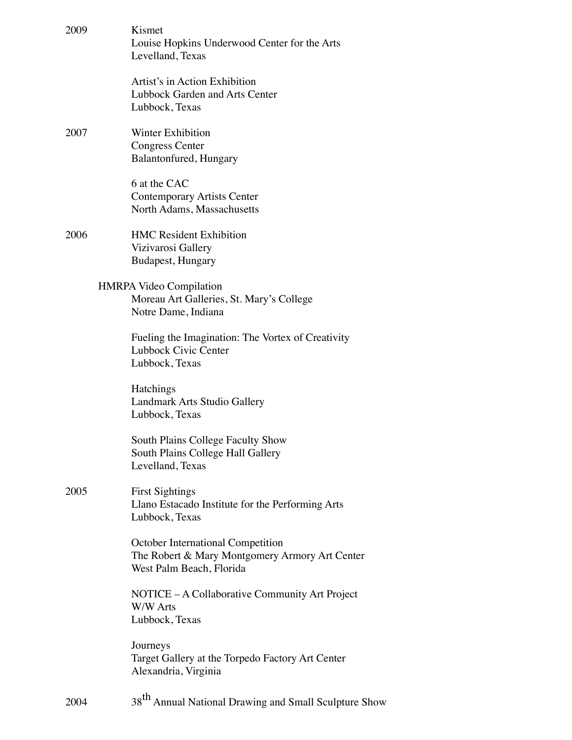2009

Kismet
Louise Hopkins Underwood Center for the Arts
Levelland, Texas

Artist's in Action Exhibition
Lubbock Garden and Arts Center
Lubbock, Texas

2007

Winter Exhibition
Congress Center
Balantonfured, Hungary

6 at the CAC
Contemporary Artists Center
North Adams, Massachusetts

2006

HMC Resident Exhibition
Vizivarosi Gallery
Budapest, Hungary

HMRPA Video Compilation
Moreau Art Galleries, St. Mary's College
Notre Dame, Indiana

Fueling the Imagination: The Vortex of Creativity
Lubbock Civic Center
Lubbock, Texas

Hatchings
Landmark Arts Studio Gallery
Lubbock, Texas

South Plains College Faculty Show
South Plains College Hall Gallery
Levelland, Texas

2005

First Sightings
Llano Estacado Institute for the Performing Arts
Lubbock, Texas

October International Competition
The Robert & Mary Montgomery Armory Art Center
West Palm Beach, Florida

NOTICE – A Collaborative Community Art Project
W/W Arts
Lubbock, Texas

Journeys
Target Gallery at the Torpedo Factory Art Center
Alexandria, Virginia

2004

38th Annual National Drawing and Small Sculpture Show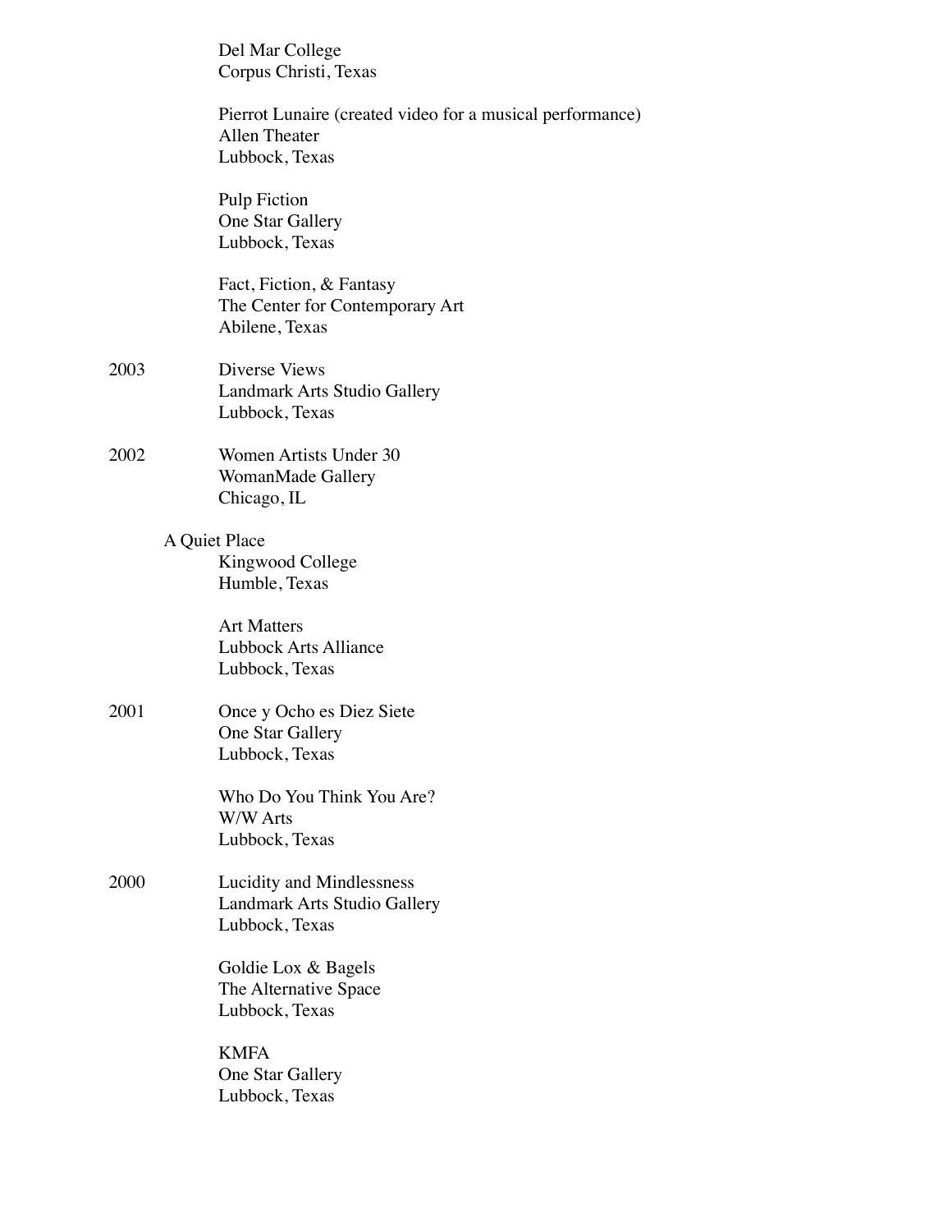Del Mar College
Corpus Christi, Texas

Pierrot Lunaire (created video for a musical performance)
Allen Theater
Lubbock, Texas

Pulp Fiction
One Star Gallery
Lubbock, Texas

Fact, Fiction, & Fantasy
The Center for Contemporary Art
Abilene, Texas

2003 Diverse Views
Landmark Arts Studio Gallery
Lubbock, Texas

2002 Women Artists Under 30
WomanMade Gallery
Chicago, IL

A Quiet Place
Kingwood College
Humble, Texas

Art Matters
Lubbock Arts Alliance
Lubbock, Texas

2001 Once y Ocho es Diez Siete
One Star Gallery
Lubbock, Texas

Who Do You Think You Are?
W/W Arts
Lubbock, Texas

2000 Lucidity and Mindlessness
Landmark Arts Studio Gallery
Lubbock, Texas

Goldie Lox & Bagels
The Alternative Space
Lubbock, Texas

KMFA
One Star Gallery
Lubbock, Texas